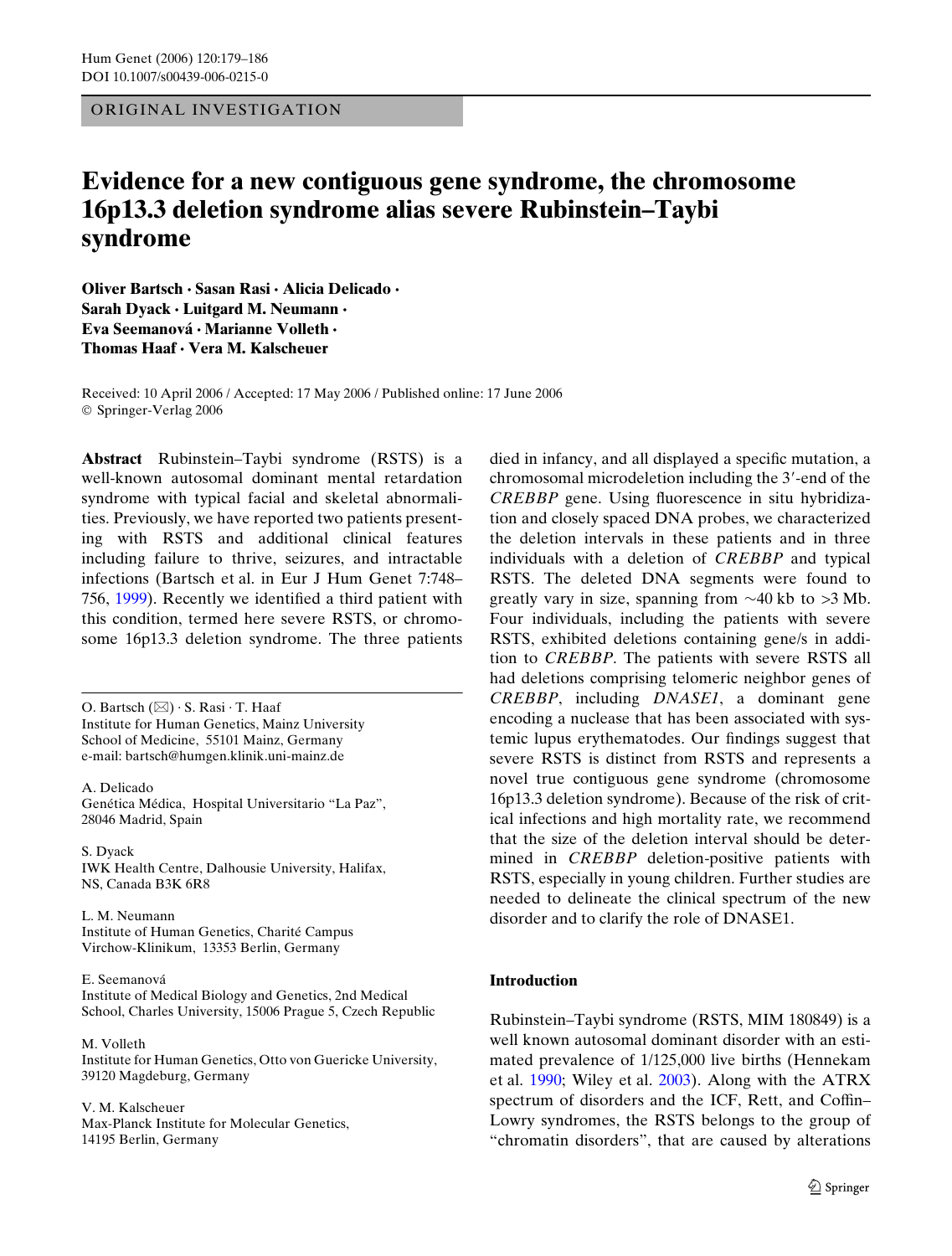ORIGINAL INVESTIGATION

# Evidence for a new contiguous gene syndrome, the chromosome 16p13.3 deletion syndrome alias severe Rubinstein–Taybi syndrome

**Oliver Bartsch · Sasan Rasi · Alicia Delicado · Sarah Dyack · Luitgard M. Neumann · Eva Seemanová · Marianne Volleth · Thomas Haaf · Vera M. Kalscheuer**

Received: 10 April 2006 / Accepted: 17 May 2006 / Published online: 17 June 2006
© Springer-Verlag 2006

**Abstract** Rubinstein–Taybi syndrome (RSTS) is a well-known autosomal dominant mental retardation syndrome with typical facial and skeletal abnormalities. Previously, we have reported two patients presenting with RSTS and additional clinical features including failure to thrive, seizures, and intractable infections (Bartsch et al. in Eur J Hum Genet 7:748–756, 1999). Recently we identified a third patient with this condition, termed here severe RSTS, or chromosome 16p13.3 deletion syndrome. The three patients died in infancy, and all displayed a specific mutation, a chromosomal microdeletion including the 3′-end of the *CREBBP* gene. Using fluorescence in situ hybridization and closely spaced DNA probes, we characterized the deletion intervals in these patients and in three individuals with a deletion of *CREBBP* and typical RSTS. The deleted DNA segments were found to greatly vary in size, spanning from ~40 kb to >3 Mb. Four individuals, including the patients with severe RSTS, exhibited deletions containing gene/s in addition to *CREBBP*. The patients with severe RSTS all had deletions comprising telomeric neighbor genes of *CREBBP*, including *DNASE1*, a dominant gene encoding a nuclease that has been associated with systemic lupus erythematodes. Our findings suggest that severe RSTS is distinct from RSTS and represents a novel true contiguous gene syndrome (chromosome 16p13.3 deletion syndrome). Because of the risk of critical infections and high mortality rate, we recommend that the size of the deletion interval should be determined in *CREBBP* deletion-positive patients with RSTS, especially in young children. Further studies are needed to delineate the clinical spectrum of the new disorder and to clarify the role of DNASE1.

O. Bartsch (✉) · S. Rasi · T. Haaf
Institute for Human Genetics, Mainz University School of Medicine, 55101 Mainz, Germany
e-mail: bartsch@humgen.klinik.uni-mainz.de

A. Delicado
Genética Médica, Hospital Universitario "La Paz", 28046 Madrid, Spain

S. Dyack
IWK Health Centre, Dalhousie University, Halifax, NS, Canada B3K 6R8

L. M. Neumann
Institute of Human Genetics, Charité Campus Virchow-Klinikum, 13353 Berlin, Germany

E. Seemanová
Institute of Medical Biology and Genetics, 2nd Medical School, Charles University, 15006 Prague 5, Czech Republic

M. Volleth
Institute for Human Genetics, Otto von Guericke University, 39120 Magdeburg, Germany

V. M. Kalscheuer
Max-Planck Institute for Molecular Genetics, 14195 Berlin, Germany

## Introduction

Rubinstein–Taybi syndrome (RSTS, MIM 180849) is a well known autosomal dominant disorder with an estimated prevalence of 1/125,000 live births (Hennekam et al. 1990; Wiley et al. 2003). Along with the ATRX spectrum of disorders and the ICF, Rett, and Coffin–Lowry syndromes, the RSTS belongs to the group of "chromatin disorders", that are caused by alterations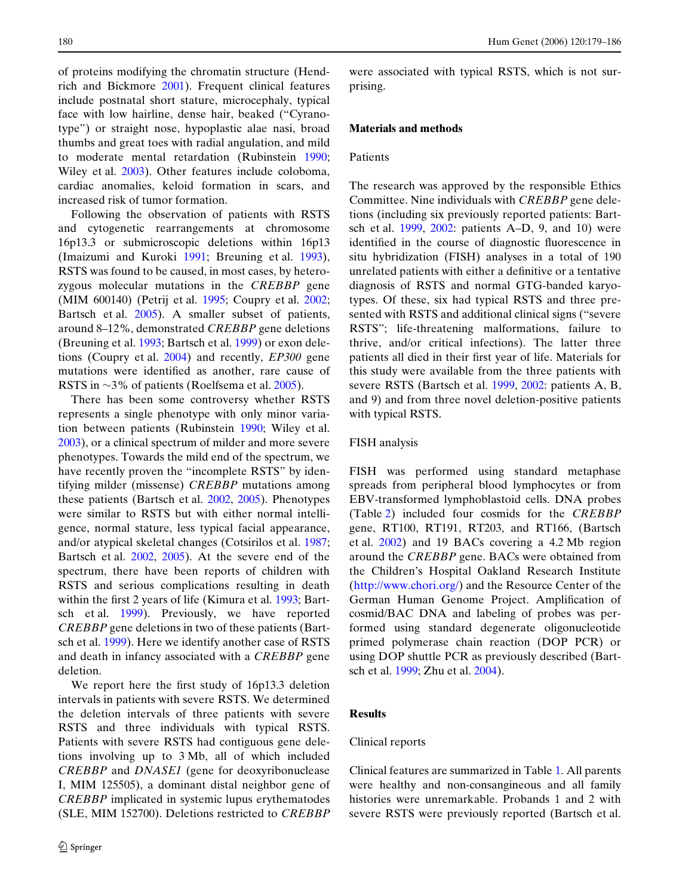of proteins modifying the chromatin structure (Hendrich and Bickmore 2001). Frequent clinical features include postnatal short stature, microcephaly, typical face with low hairline, dense hair, beaked ("Cyrano-type") or straight nose, hypoplastic alae nasi, broad thumbs and great toes with radial angulation, and mild to moderate mental retardation (Rubinstein 1990; Wiley et al. 2003). Other features include coloboma, cardiac anomalies, keloid formation in scars, and increased risk of tumor formation.

Following the observation of patients with RSTS and cytogenetic rearrangements at chromosome 16p13.3 or submicroscopic deletions within 16p13 (Imaizumi and Kuroki 1991; Breuning et al. 1993), RSTS was found to be caused, in most cases, by heterozygous molecular mutations in the *CREBBP* gene (MIM 600140) (Petrij et al. 1995; Coupry et al. 2002; Bartsch et al. 2005). A smaller subset of patients, around 8–12%, demonstrated *CREBBP* gene deletions (Breuning et al. 1993; Bartsch et al. 1999) or exon deletions (Coupry et al. 2004) and recently, *EP300* gene mutations were identified as another, rare cause of RSTS in ~3% of patients (Roelfsema et al. 2005).

There has been some controversy whether RSTS represents a single phenotype with only minor variation between patients (Rubinstein 1990; Wiley et al. 2003), or a clinical spectrum of milder and more severe phenotypes. Towards the mild end of the spectrum, we have recently proven the "incomplete RSTS" by identifying milder (missense) *CREBBP* mutations among these patients (Bartsch et al. 2002, 2005). Phenotypes were similar to RSTS but with either normal intelligence, normal stature, less typical facial appearance, and/or atypical skeletal changes (Cotsirilos et al. 1987; Bartsch et al. 2002, 2005). At the severe end of the spectrum, there have been reports of children with RSTS and serious complications resulting in death within the first 2 years of life (Kimura et al. 1993; Bartsch et al. 1999). Previously, we have reported *CREBBP* gene deletions in two of these patients (Bartsch et al. 1999). Here we identify another case of RSTS and death in infancy associated with a *CREBBP* gene deletion.

We report here the first study of 16p13.3 deletion intervals in patients with severe RSTS. We determined the deletion intervals of three patients with severe RSTS and three individuals with typical RSTS. Patients with severe RSTS had contiguous gene deletions involving up to 3 Mb, all of which included *CREBBP* and *DNASE1* (gene for deoxyribonuclease I, MIM 125505), a dominant distal neighbor gene of *CREBBP* implicated in systemic lupus erythematodes (SLE, MIM 152700). Deletions restricted to *CREBBP* were associated with typical RSTS, which is not surprising.

## Materials and methods

### Patients

The research was approved by the responsible Ethics Committee. Nine individuals with *CREBBP* gene deletions (including six previously reported patients: Bartsch et al. 1999, 2002: patients A–D, 9, and 10) were identified in the course of diagnostic fluorescence in situ hybridization (FISH) analyses in a total of 190 unrelated patients with either a definitive or a tentative diagnosis of RSTS and normal GTG-banded karyotypes. Of these, six had typical RSTS and three presented with RSTS and additional clinical signs ("severe RSTS"; life-threatening malformations, failure to thrive, and/or critical infections). The latter three patients all died in their first year of life. Materials for this study were available from the three patients with severe RSTS (Bartsch et al. 1999, 2002: patients A, B, and 9) and from three novel deletion-positive patients with typical RSTS.

### FISH analysis

FISH was performed using standard metaphase spreads from peripheral blood lymphocytes or from EBV-transformed lymphoblastoid cells. DNA probes (Table 2) included four cosmids for the *CREBBP* gene, RT100, RT191, RT203, and RT166, (Bartsch et al. 2002) and 19 BACs covering a 4.2 Mb region around the *CREBBP* gene. BACs were obtained from the Children's Hospital Oakland Research Institute (http://www.chori.org/) and the Resource Center of the German Human Genome Project. Amplification of cosmid/BAC DNA and labeling of probes was performed using standard degenerate oligonucleotide primed polymerase chain reaction (DOP PCR) or using DOP shuttle PCR as previously described (Bartsch et al. 1999; Zhu et al. 2004).

## Results

### Clinical reports

Clinical features are summarized in Table 1. All parents were healthy and non-consangineous and all family histories were unremarkable. Probands 1 and 2 with severe RSTS were previously reported (Bartsch et al.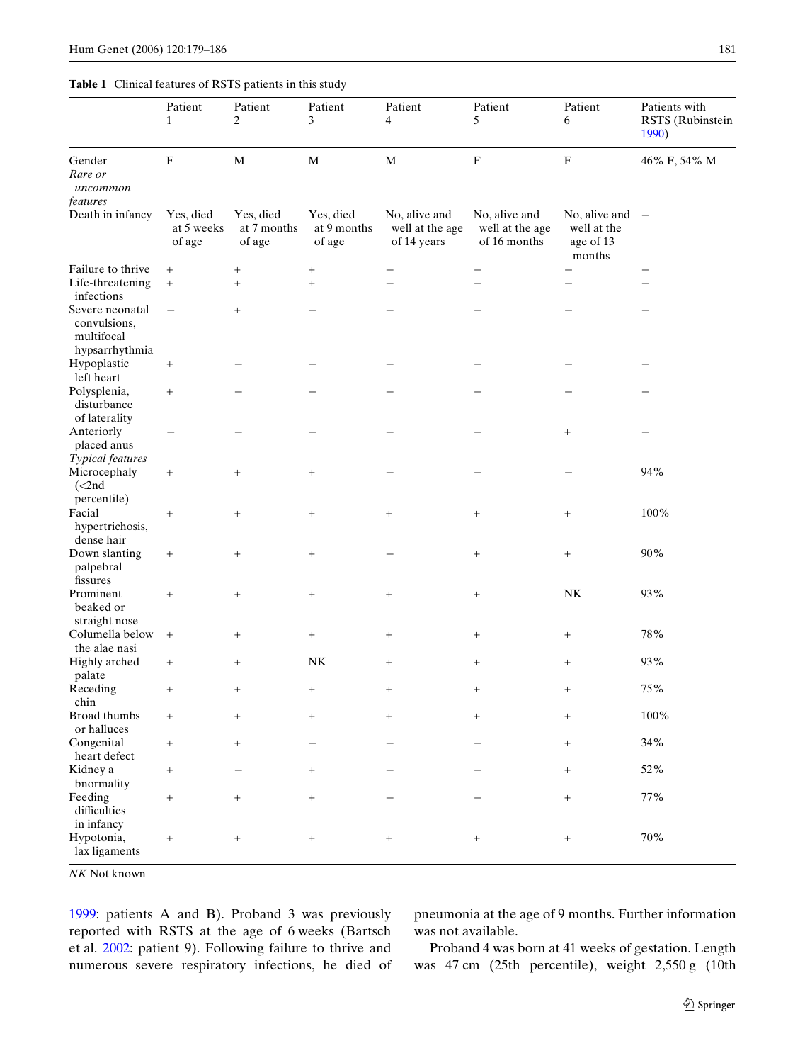**Table 1** Clinical features of RSTS patients in this study

| | Patient 1 | Patient 2 | Patient 3 | Patient 4 | Patient 5 | Patient 6 | Patients with RSTS (Rubinstein 1990) |
|---|---|---|---|---|---|---|---|
| Gender | F | M | M | M | F | F | 46% F, 54% M |
| *Rare or uncommon features* | | | | | | | |
| Death in infancy | Yes, died at 5 weeks of age | Yes, died at 7 months of age | Yes, died at 9 months of age | No, alive and well at the age of 14 years | No, alive and well at the age of 16 months | No, alive and well at the age of 13 months | – |
| Failure to thrive | + | + | + | – | – | – | – |
| Life-threatening infections | + | + | + | – | – | – | – |
| Severe neonatal convulsions, multifocal hypsarrhythmia | – | + | – | – | – | – | – |
| Hypoplastic left heart | + | – | – | – | – | – | – |
| Polysplenia, disturbance of laterality | + | – | – | – | – | – | – |
| Anteriorly placed anus | – | – | – | – | – | + | – |
| *Typical features* | | | | | | | |
| Microcephaly (<2nd percentile) | + | + | + | – | – | – | 94% |
| Facial hypertrichosis, dense hair | + | + | + | + | + | + | 100% |
| Down slanting palpebral fissures | + | + | + | – | + | + | 90% |
| Prominent beaked or straight nose | + | + | + | + | + | NK | 93% |
| Columella below the alae nasi | + | + | + | + | + | + | 78% |
| Highly arched palate | + | + | NK | + | + | + | 93% |
| Receding chin | + | + | + | + | + | + | 75% |
| Broad thumbs or halluces | + | + | + | + | + | + | 100% |
| Congenital heart defect | + | + | – | – | – | + | 34% |
| Kidney a bnormality | + | – | + | – | – | + | 52% |
| Feeding difficulties in infancy | + | + | + | – | – | + | 77% |
| Hypotonia, lax ligaments | + | + | + | + | + | + | 70% |

*NK* Not known

1999: patients A and B). Proband 3 was previously reported with RSTS at the age of 6 weeks (Bartsch et al. 2002: patient 9). Following failure to thrive and numerous severe respiratory infections, he died of pneumonia at the age of 9 months. Further information was not available.

Proband 4 was born at 41 weeks of gestation. Length was 47 cm (25th percentile), weight 2,550 g (10th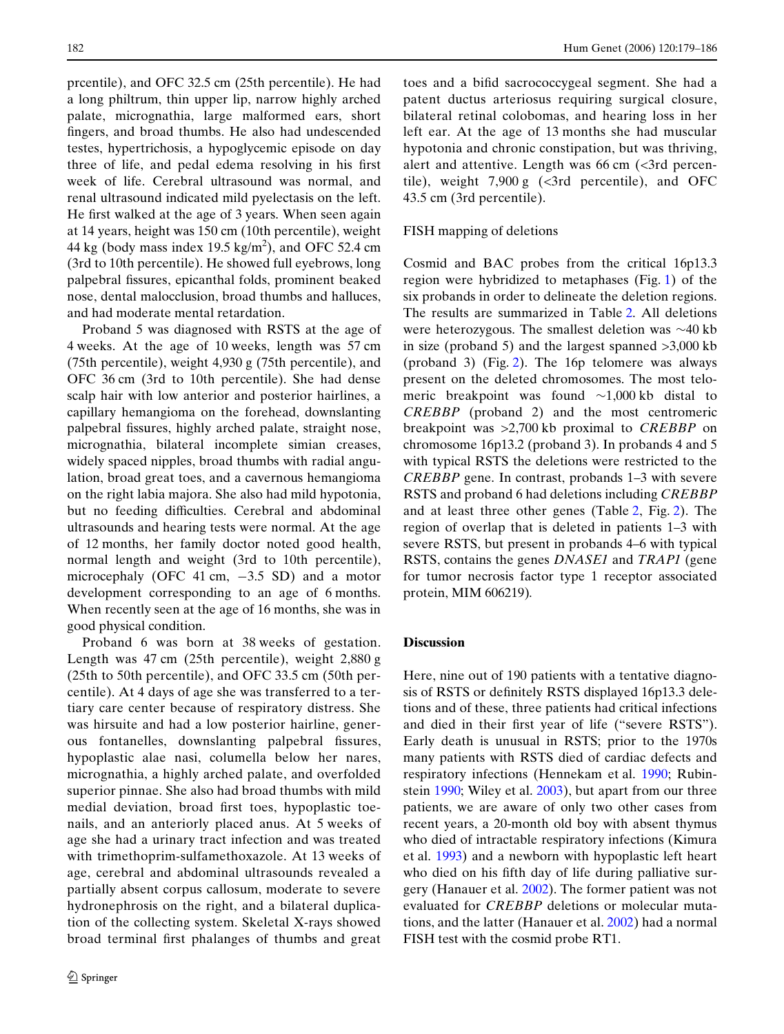prcentile), and OFC 32.5 cm (25th percentile). He had a long philtrum, thin upper lip, narrow highly arched palate, micrognathia, large malformed ears, short fingers, and broad thumbs. He also had undescended testes, hypertrichosis, a hypoglycemic episode on day three of life, and pedal edema resolving in his first week of life. Cerebral ultrasound was normal, and renal ultrasound indicated mild pyelectasis on the left. He first walked at the age of 3 years. When seen again at 14 years, height was 150 cm (10th percentile), weight 44 kg (body mass index 19.5 kg/m$^2$), and OFC 52.4 cm (3rd to 10th percentile). He showed full eyebrows, long palpebral fissures, epicanthal folds, prominent beaked nose, dental malocclusion, broad thumbs and halluces, and had moderate mental retardation.

Proband 5 was diagnosed with RSTS at the age of 4 weeks. At the age of 10 weeks, length was 57 cm (75th percentile), weight 4,930 g (75th percentile), and OFC 36 cm (3rd to 10th percentile). She had dense scalp hair with low anterior and posterior hairlines, a capillary hemangioma on the forehead, downslanting palpebral fissures, highly arched palate, straight nose, micrognathia, bilateral incomplete simian creases, widely spaced nipples, broad thumbs with radial angulation, broad great toes, and a cavernous hemangioma on the right labia majora. She also had mild hypotonia, but no feeding difficulties. Cerebral and abdominal ultrasounds and hearing tests were normal. At the age of 12 months, her family doctor noted good health, normal length and weight (3rd to 10th percentile), microcephaly (OFC 41 cm, −3.5 SD) and a motor development corresponding to an age of 6 months. When recently seen at the age of 16 months, she was in good physical condition.

Proband 6 was born at 38 weeks of gestation. Length was 47 cm (25th percentile), weight 2,880 g (25th to 50th percentile), and OFC 33.5 cm (50th percentile). At 4 days of age she was transferred to a tertiary care center because of respiratory distress. She was hirsuite and had a low posterior hairline, generous fontanelles, downslanting palpebral fissures, hypoplastic alae nasi, columella below her nares, micrognathia, a highly arched palate, and overfolded superior pinnae. She also had broad thumbs with mild medial deviation, broad first toes, hypoplastic toenails, and an anteriorly placed anus. At 5 weeks of age she had a urinary tract infection and was treated with trimethoprim-sulfamethoxazole. At 13 weeks of age, cerebral and abdominal ultrasounds revealed a partially absent corpus callosum, moderate to severe hydronephrosis on the right, and a bilateral duplication of the collecting system. Skeletal X-rays showed broad terminal first phalanges of thumbs and great toes and a bifid sacrococcygeal segment. She had a patent ductus arteriosus requiring surgical closure, bilateral retinal colobomas, and hearing loss in her left ear. At the age of 13 months she had muscular hypotonia and chronic constipation, but was thriving, alert and attentive. Length was 66 cm (<3rd percentile), weight 7,900 g (<3rd percentile), and OFC 43.5 cm (3rd percentile).

### FISH mapping of deletions

Cosmid and BAC probes from the critical 16p13.3 region were hybridized to metaphases (Fig. 1) of the six probands in order to delineate the deletion regions. The results are summarized in Table 2. All deletions were heterozygous. The smallest deletion was ~40 kb in size (proband 5) and the largest spanned >3,000 kb (proband 3) (Fig. 2). The 16p telomere was always present on the deleted chromosomes. The most telomeric breakpoint was found ~1,000 kb distal to *CREBBP* (proband 2) and the most centromeric breakpoint was >2,700 kb proximal to *CREBBP* on chromosome 16p13.2 (proband 3). In probands 4 and 5 with typical RSTS the deletions were restricted to the *CREBBP* gene. In contrast, probands 1–3 with severe RSTS and proband 6 had deletions including *CREBBP* and at least three other genes (Table 2, Fig. 2). The region of overlap that is deleted in patients 1–3 with severe RSTS, but present in probands 4–6 with typical RSTS, contains the genes *DNASE1* and *TRAP1* (gene for tumor necrosis factor type 1 receptor associated protein, MIM 606219).

## Discussion

Here, nine out of 190 patients with a tentative diagnosis of RSTS or definitely RSTS displayed 16p13.3 deletions and of these, three patients had critical infections and died in their first year of life ("severe RSTS"). Early death is unusual in RSTS; prior to the 1970s many patients with RSTS died of cardiac defects and respiratory infections (Hennekam et al. 1990; Rubinstein 1990; Wiley et al. 2003), but apart from our three patients, we are aware of only two other cases from recent years, a 20-month old boy with absent thymus who died of intractable respiratory infections (Kimura et al. 1993) and a newborn with hypoplastic left heart who died on his fifth day of life during palliative surgery (Hanauer et al. 2002). The former patient was not evaluated for *CREBBP* deletions or molecular mutations, and the latter (Hanauer et al. 2002) had a normal FISH test with the cosmid probe RT1.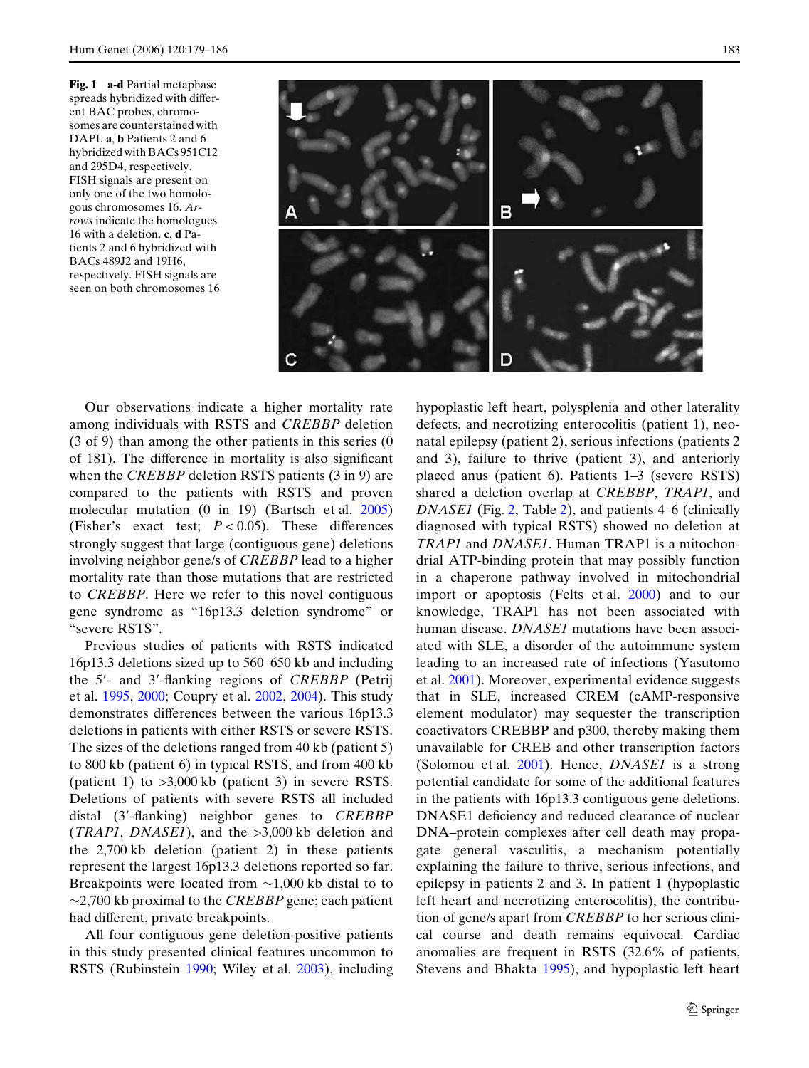**Fig. 1 a-d** Partial metaphase spreads hybridized with different BAC probes, chromosomes are counterstained with DAPI. **a**, **b** Patients 2 and 6 hybridized with BACs 951C12 and 295D4, respectively. FISH signals are present on only one of the two homologous chromosomes 16. *Arrows* indicate the homologues 16 with a deletion. **c**, **d** Patients 2 and 6 hybridized with BACs 489J2 and 19H6, respectively. FISH signals are seen on both chromosomes 16

Our observations indicate a higher mortality rate among individuals with RSTS and *CREBBP* deletion (3 of 9) than among the other patients in this series (0 of 181). The difference in mortality is also significant when the *CREBBP* deletion RSTS patients (3 in 9) are compared to the patients with RSTS and proven molecular mutation (0 in 19) (Bartsch et al. 2005) (Fisher's exact test; $P < 0.05$). These differences strongly suggest that large (contiguous gene) deletions involving neighbor gene/s of *CREBBP* lead to a higher mortality rate than those mutations that are restricted to *CREBBP*. Here we refer to this novel contiguous gene syndrome as "16p13.3 deletion syndrome" or "severe RSTS".

Previous studies of patients with RSTS indicated 16p13.3 deletions sized up to 560–650 kb and including the 5′- and 3′-flanking regions of *CREBBP* (Petrij et al. 1995, 2000; Coupry et al. 2002, 2004). This study demonstrates differences between the various 16p13.3 deletions in patients with either RSTS or severe RSTS. The sizes of the deletions ranged from 40 kb (patient 5) to 800 kb (patient 6) in typical RSTS, and from 400 kb (patient 1) to >3,000 kb (patient 3) in severe RSTS. Deletions of patients with severe RSTS all included distal (3′-flanking) neighbor genes to *CREBBP* (*TRAP1*, *DNASE1*), and the >3,000 kb deletion and the 2,700 kb deletion (patient 2) in these patients represent the largest 16p13.3 deletions reported so far. Breakpoints were located from ~1,000 kb distal to to ~2,700 kb proximal to the *CREBBP* gene; each patient had different, private breakpoints.

All four contiguous gene deletion-positive patients in this study presented clinical features uncommon to RSTS (Rubinstein 1990; Wiley et al. 2003), including hypoplastic left heart, polysplenia and other laterality defects, and necrotizing enterocolitis (patient 1), neonatal epilepsy (patient 2), serious infections (patients 2 and 3), failure to thrive (patient 3), and anteriorly placed anus (patient 6). Patients 1–3 (severe RSTS) shared a deletion overlap at *CREBBP*, *TRAP1*, and *DNASE1* (Fig. 2, Table 2), and patients 4–6 (clinically diagnosed with typical RSTS) showed no deletion at *TRAP1* and *DNASE1*. Human TRAP1 is a mitochondrial ATP-binding protein that may possibly function in a chaperone pathway involved in mitochondrial import or apoptosis (Felts et al. 2000) and to our knowledge, TRAP1 has not been associated with human disease. *DNASE1* mutations have been associated with SLE, a disorder of the autoimmune system leading to an increased rate of infections (Yasutomo et al. 2001). Moreover, experimental evidence suggests that in SLE, increased CREM (cAMP-responsive element modulator) may sequester the transcription coactivators CREBBP and p300, thereby making them unavailable for CREB and other transcription factors (Solomou et al. 2001). Hence, *DNASE1* is a strong potential candidate for some of the additional features in the patients with 16p13.3 contiguous gene deletions. DNASE1 deficiency and reduced clearance of nuclear DNA–protein complexes after cell death may propagate general vasculitis, a mechanism potentially explaining the failure to thrive, serious infections, and epilepsy in patients 2 and 3. In patient 1 (hypoplastic left heart and necrotizing enterocolitis), the contribution of gene/s apart from *CREBBP* to her serious clinical course and death remains equivocal. Cardiac anomalies are frequent in RSTS (32.6% of patients, Stevens and Bhakta 1995), and hypoplastic left heart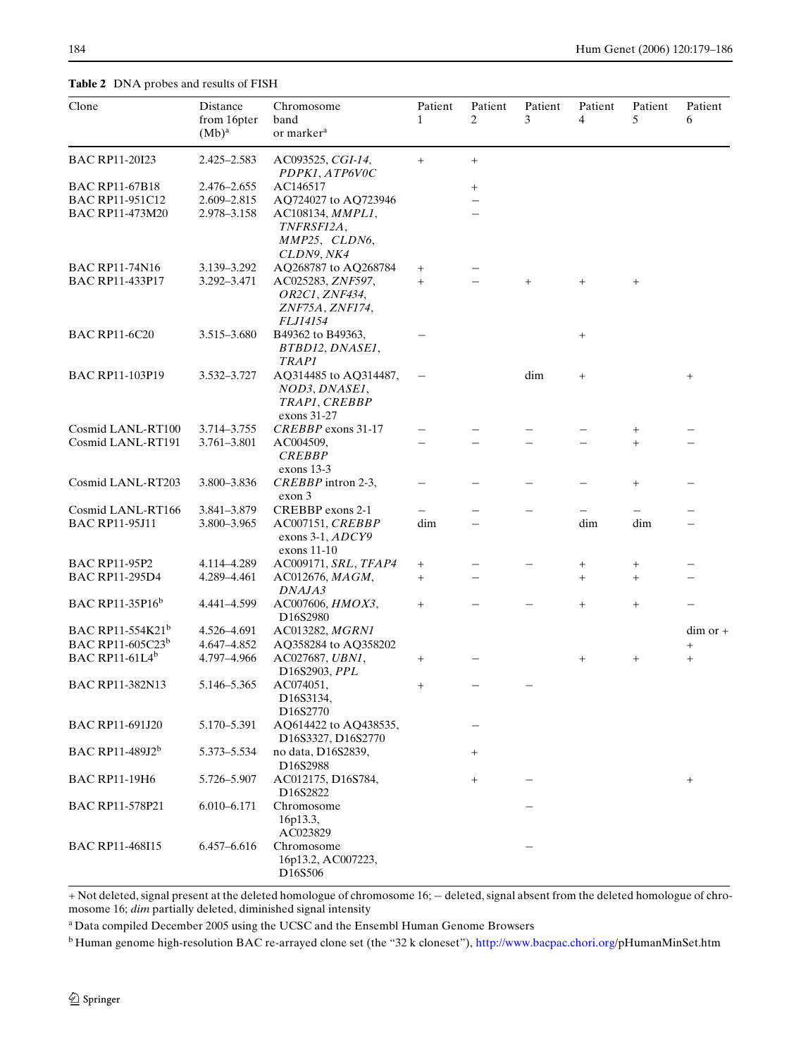**Table 2** DNA probes and results of FISH

| Clone | Distance from 16pter (Mb)[a] | Chromosome band or marker[a] | Patient 1 | Patient 2 | Patient 3 | Patient 4 | Patient 5 | Patient 6 |
|---|---|---|---|---|---|---|---|---|
| BAC RP11-20I23 | 2.425–2.583 | AC093525, *CGI-14*, *PDPK1*, *ATP6V0C* | + | + | | | | |
| BAC RP11-67B18 | 2.476–2.655 | AC146517 | | + | | | | |
| BAC RP11-951C12 | 2.609–2.815 | AQ724027 to AQ723946 | | – | | | | |
| BAC RP11-473M20 | 2.978–3.158 | AC108134, *MMPL1*, *TNFRSF12A*, *MMP25*, *CLDN6*, *CLDN9*, *NK4* | | – | | | | |
| BAC RP11-74N16 | 3.139–3.292 | AQ268787 to AQ268784 | + | – | | | | |
| BAC RP11-433P17 | 3.292–3.471 | AC025283, *ZNF597*, *OR2C1*, *ZNF434*, *ZNF75A*, *ZNF174*, *FLJ14154* | + | – | + | + | + | |
| BAC RP11-6C20 | 3.515–3.680 | B49362 to B49363, *BTBD12*, *DNASE1*, *TRAP1* | – | | | + | | |
| BAC RP11-103P19 | 3.532–3.727 | AQ314485 to AQ314487, *NOD3*, *DNASE1*, *TRAP1*, *CREBBP* exons 31-27 | – | | dim | + | | + |
| Cosmid LANL-RT100 | 3.714–3.755 | *CREBBP* exons 31-17 | – | – | – | – | + | – |
| Cosmid LANL-RT191 | 3.761–3.801 | AC004509, *CREBBP* exons 13-3 | – | – | – | – | + | – |
| Cosmid LANL-RT203 | 3.800–3.836 | *CREBBP* intron 2-3, exon 3 | – | – | – | – | + | – |
| Cosmid LANL-RT166 | 3.841–3.879 | CREBBP exons 2-1 | – | – | – | – | – | – |
| BAC RP11-95J11 | 3.800–3.965 | AC007151, *CREBBP* exons 3-1, *ADCY9* exons 11-10 | dim | – | | dim | dim | – |
| BAC RP11-95P2 | 4.114–4.289 | AC009171, *SRL*, *TFAP4* | + | – | – | + | + | – |
| BAC RP11-295D4 | 4.289–4.461 | AC012676, *MAGM*, *DNAJA3* | + | – | | + | + | – |
| BAC RP11-35P16[b] | 4.441–4.599 | AC007606, *HMOX3*, D16S2980 | + | – | – | + | + | – |
| BAC RP11-554K21[b] | 4.526–4.691 | AC013282, *MGRN1* | | | | | | dim or + |
| BAC RP11-605C23[b] | 4.647–4.852 | AQ358284 to AQ358202 | | | | | | + |
| BAC RP11-61L4[b] | 4.797–4.966 | AC027687, *UBN1*, D16S2903, *PPL* | + | – | | + | + | + |
| BAC RP11-382N13 | 5.146–5.365 | AC074051, D16S3134, D16S2770 | + | – | – | | | |
| BAC RP11-691J20 | 5.170–5.391 | AQ614422 to AQ438535, D16S3327, D16S2770 | | – | | | | |
| BAC RP11-489J2[b] | 5.373–5.534 | no data, D16S2839, D16S2988 | | + | | | | |
| BAC RP11-19H6 | 5.726–5.907 | AC012175, D16S784, D16S2822 | | + | – | | | + |
| BAC RP11-578P21 | 6.010–6.171 | Chromosome 16p13.3, AC023829 | | | – | | | |
| BAC RP11-468I15 | 6.457–6.616 | Chromosome 16p13.2, AC007223, D16S506 | | | – | | | |

+ Not deleted, signal present at the deleted homologue of chromosome 16; – deleted, signal absent from the deleted homologue of chromosome 16; *dim* partially deleted, diminished signal intensity

[a] Data compiled December 2005 using the UCSC and the Ensembl Human Genome Browsers

[b] Human genome high-resolution BAC re-arrayed clone set (the "32 k cloneset"), http://www.bacpac.chori.org/pHumanMinSet.htm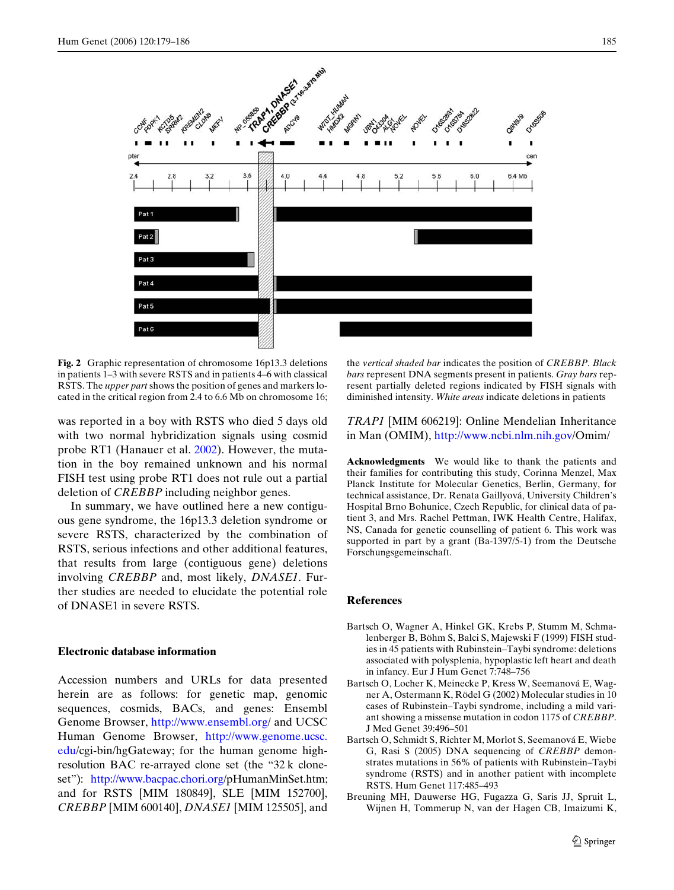**Fig. 2** Graphic representation of chromosome 16p13.3 deletions in patients 1–3 with severe RSTS and in patients 4–6 with classical RSTS. The *upper part* shows the position of genes and markers located in the critical region from 2.4 to 6.6 Mb on chromosome 16; the *vertical shaded bar* indicates the position of *CREBBP*. *Black bars* represent DNA segments present in patients. *Gray bars* represent partially deleted regions indicated by FISH signals with diminished intensity. *White areas* indicate deletions in patients

was reported in a boy with RSTS who died 5 days old with two normal hybridization signals using cosmid probe RT1 (Hanauer et al. 2002). However, the mutation in the boy remained unknown and his normal FISH test using probe RT1 does not rule out a partial deletion of *CREBBP* including neighbor genes.

In summary, we have outlined here a new contiguous gene syndrome, the 16p13.3 deletion syndrome or severe RSTS, characterized by the combination of RSTS, serious infections and other additional features, that results from large (contiguous gene) deletions involving *CREBBP* and, most likely, *DNASE1*. Further studies are needed to elucidate the potential role of DNASE1 in severe RSTS.

## Electronic database information

Accession numbers and URLs for data presented herein are as follows: for genetic map, genomic sequences, cosmids, BACs, and genes: Ensembl Genome Browser, http://www.ensembl.org/ and UCSC Human Genome Browser, http://www.genome.ucsc.edu/cgi-bin/hgGateway; for the human genome high-resolution BAC re-arrayed clone set (the "32 k clone-set"): http://www.bacpac.chori.org/pHumanMinSet.htm; and for RSTS [MIM 180849], SLE [MIM 152700], *CREBBP* [MIM 600140], *DNASE1* [MIM 125505], and *TRAP1* [MIM 606219]: Online Mendelian Inheritance in Man (OMIM), http://www.ncbi.nlm.nih.gov/Omim/

**Acknowledgments** We would like to thank the patients and their families for contributing this study, Corinna Menzel, Max Planck Institute for Molecular Genetics, Berlin, Germany, for technical assistance, Dr. Renata Gaillyová, University Children's Hospital Brno Bohunice, Czech Republic, for clinical data of patient 3, and Mrs. Rachel Pettman, IWK Health Centre, Halifax, NS, Canada for genetic counselling of patient 6. This work was supported in part by a grant (Ba-1397/5-1) from the Deutsche Forschungsgemeinschaft.

## References

Bartsch O, Wagner A, Hinkel GK, Krebs P, Stumm M, Schmalenberger B, Böhm S, Balci S, Majewski F (1999) FISH studies in 45 patients with Rubinstein–Taybi syndrome: deletions associated with polysplenia, hypoplastic left heart and death in infancy. Eur J Hum Genet 7:748–756

Bartsch O, Locher K, Meinecke P, Kress W, Seemanová E, Wagner A, Ostermann K, Rödel G (2002) Molecular studies in 10 cases of Rubinstein–Taybi syndrome, including a mild variant showing a missense mutation in codon 1175 of *CREBBP*. J Med Genet 39:496–501

Bartsch O, Schmidt S, Richter M, Morlot S, Seemanová E, Wiebe G, Rasi S (2005) DNA sequencing of *CREBBP* demonstrates mutations in 56% of patients with Rubinstein–Taybi syndrome (RSTS) and in another patient with incomplete RSTS. Hum Genet 117:485–493

Breuning MH, Dauwerse HG, Fugazza G, Saris JJ, Spruit L, Wijnen H, Tommerup N, van der Hagen CB, Imaizumi K,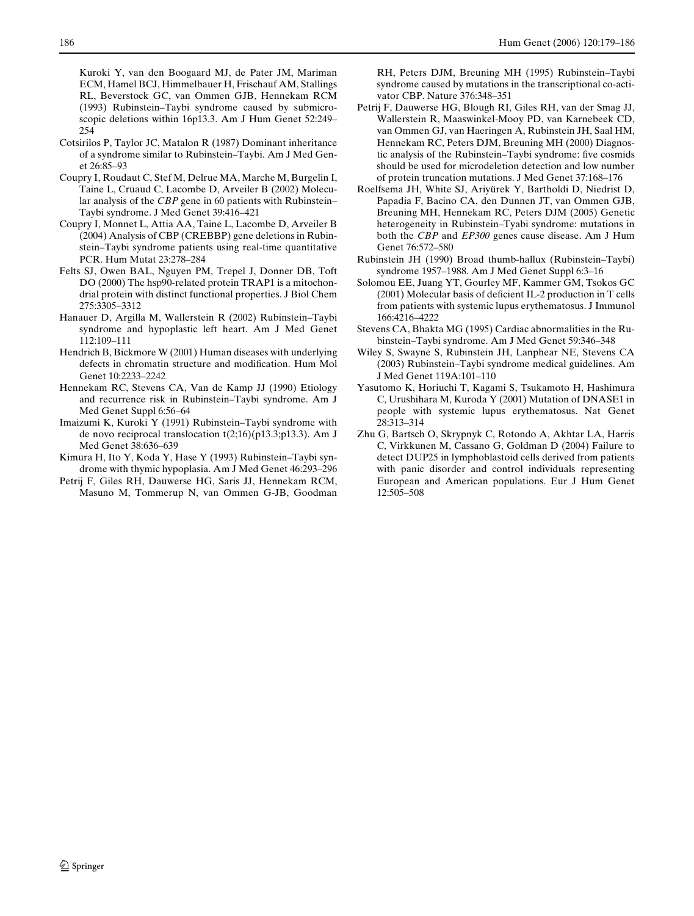Kuroki Y, van den Boogaard MJ, de Pater JM, Mariman ECM, Hamel BCJ, Himmelbauer H, Frischauf AM, Stallings RL, Beverstock GC, van Ommen GJB, Hennekam RCM (1993) Rubinstein–Taybi syndrome caused by submicroscopic deletions within 16p13.3. Am J Hum Genet 52:249–254

Cotsirilos P, Taylor JC, Matalon R (1987) Dominant inheritance of a syndrome similar to Rubinstein–Taybi. Am J Med Genet 26:85–93

Coupry I, Roudaut C, Stef M, Delrue MA, Marche M, Burgelin I, Taine L, Cruaud C, Lacombe D, Arveiler B (2002) Molecular analysis of the *CBP* gene in 60 patients with Rubinstein–Taybi syndrome. J Med Genet 39:416–421

Coupry I, Monnet L, Attia AA, Taine L, Lacombe D, Arveiler B (2004) Analysis of CBP (CREBBP) gene deletions in Rubinstein–Taybi syndrome patients using real-time quantitative PCR. Hum Mutat 23:278–284

Felts SJ, Owen BAL, Nguyen PM, Trepel J, Donner DB, Toft DO (2000) The hsp90-related protein TRAP1 is a mitochondrial protein with distinct functional properties. J Biol Chem 275:3305–3312

Hanauer D, Argilla M, Wallerstein R (2002) Rubinstein–Taybi syndrome and hypoplastic left heart. Am J Med Genet 112:109–111

Hendrich B, Bickmore W (2001) Human diseases with underlying defects in chromatin structure and modification. Hum Mol Genet 10:2233–2242

Hennekam RC, Stevens CA, Van de Kamp JJ (1990) Etiology and recurrence risk in Rubinstein–Taybi syndrome. Am J Med Genet Suppl 6:56–64

Imaizumi K, Kuroki Y (1991) Rubinstein–Taybi syndrome with de novo reciprocal translocation t(2;16)(p13.3;p13.3). Am J Med Genet 38:636–639

Kimura H, Ito Y, Koda Y, Hase Y (1993) Rubinstein–Taybi syndrome with thymic hypoplasia. Am J Med Genet 46:293–296

Petrij F, Giles RH, Dauwerse HG, Saris JJ, Hennekam RCM, Masuno M, Tommerup N, van Ommen G-JB, Goodman RH, Peters DJM, Breuning MH (1995) Rubinstein–Taybi syndrome caused by mutations in the transcriptional co-activator CBP. Nature 376:348–351

Petrij F, Dauwerse HG, Blough RI, Giles RH, van der Smag JJ, Wallerstein R, Maaswinkel-Mooy PD, van Karnebeek CD, van Ommen GJ, van Haeringen A, Rubinstein JH, Saal HM, Hennekam RC, Peters DJM, Breuning MH (2000) Diagnostic analysis of the Rubinstein–Taybi syndrome: five cosmids should be used for microdeletion detection and low number of protein truncation mutations. J Med Genet 37:168–176

Roelfsema JH, White SJ, Ariyürek Y, Bartholdi D, Niedrist D, Papadia F, Bacino CA, den Dunnen JT, van Ommen GJB, Breuning MH, Hennekam RC, Peters DJM (2005) Genetic heterogeneity in Rubinstein–Tyabi syndrome: mutations in both the *CBP* and *EP300* genes cause disease. Am J Hum Genet 76:572–580

Rubinstein JH (1990) Broad thumb-hallux (Rubinstein–Taybi) syndrome 1957–1988. Am J Med Genet Suppl 6:3–16

Solomou EE, Juang YT, Gourley MF, Kammer GM, Tsokos GC (2001) Molecular basis of deficient IL-2 production in T cells from patients with systemic lupus erythematosus. J Immunol 166:4216–4222

Stevens CA, Bhakta MG (1995) Cardiac abnormalities in the Rubinstein–Taybi syndrome. Am J Med Genet 59:346–348

Wiley S, Swayne S, Rubinstein JH, Lanphear NE, Stevens CA (2003) Rubinstein–Taybi syndrome medical guidelines. Am J Med Genet 119A:101–110

Yasutomo K, Horiuchi T, Kagami S, Tsukamoto H, Hashimura C, Urushihara M, Kuroda Y (2001) Mutation of DNASE1 in people with systemic lupus erythematosus. Nat Genet 28:313–314

Zhu G, Bartsch O, Skrypnyk C, Rotondo A, Akhtar LA, Harris C, Virkkunen M, Cassano G, Goldman D (2004) Failure to detect DUP25 in lymphoblastoid cells derived from patients with panic disorder and control individuals representing European and American populations. Eur J Hum Genet 12:505–508